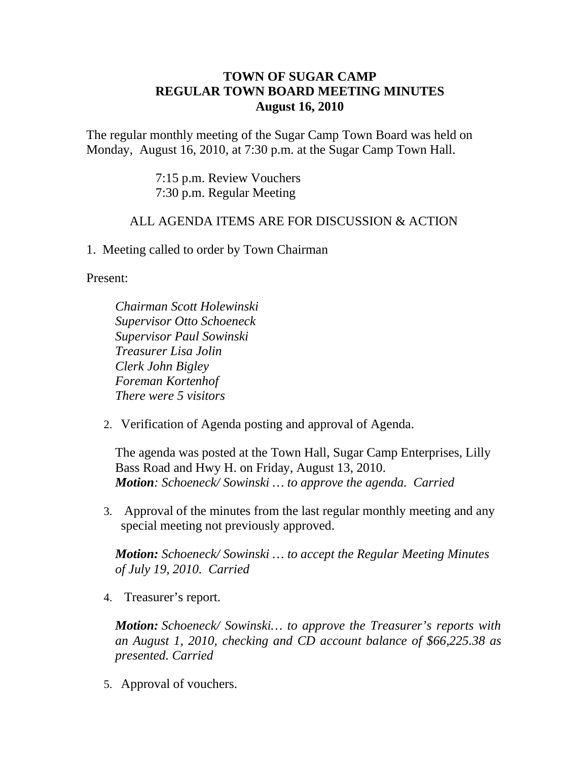# TOWN OF SUGAR CAMP
## REGULAR TOWN BOARD MEETING MINUTES
### August 16, 2010

The regular monthly meeting of the Sugar Camp Town Board was held on Monday, August 16, 2010, at 7:30 p.m. at the Sugar Camp Town Hall.

7:15 p.m. Review Vouchers
7:30 p.m. Regular Meeting

ALL AGENDA ITEMS ARE FOR DISCUSSION & ACTION

1. Meeting called to order by Town Chairman

Present:

*Chairman Scott Holewinski*
*Supervisor Otto Schoeneck*
*Supervisor Paul Sowinski*
*Treasurer Lisa Jolin*
*Clerk John Bigley*
*Foreman Kortenhof*
*There were 5 visitors*

2. Verification of Agenda posting and approval of Agenda.

   The agenda was posted at the Town Hall, Sugar Camp Enterprises, Lilly Bass Road and Hwy H. on Friday, August 13, 2010.
   ***Motion**: Schoeneck/ Sowinski … to approve the agenda. Carried*

3. Approval of the minutes from the last regular monthly meeting and any special meeting not previously approved.

   ***Motion:** Schoeneck/ Sowinski … to accept the Regular Meeting Minutes of July 19, 2010. Carried*

4. Treasurer's report.

   ***Motion:** Schoeneck/ Sowinski… to approve the Treasurer's reports with an August 1, 2010, checking and CD account balance of $66,225.38 as presented. Carried*

5. Approval of vouchers.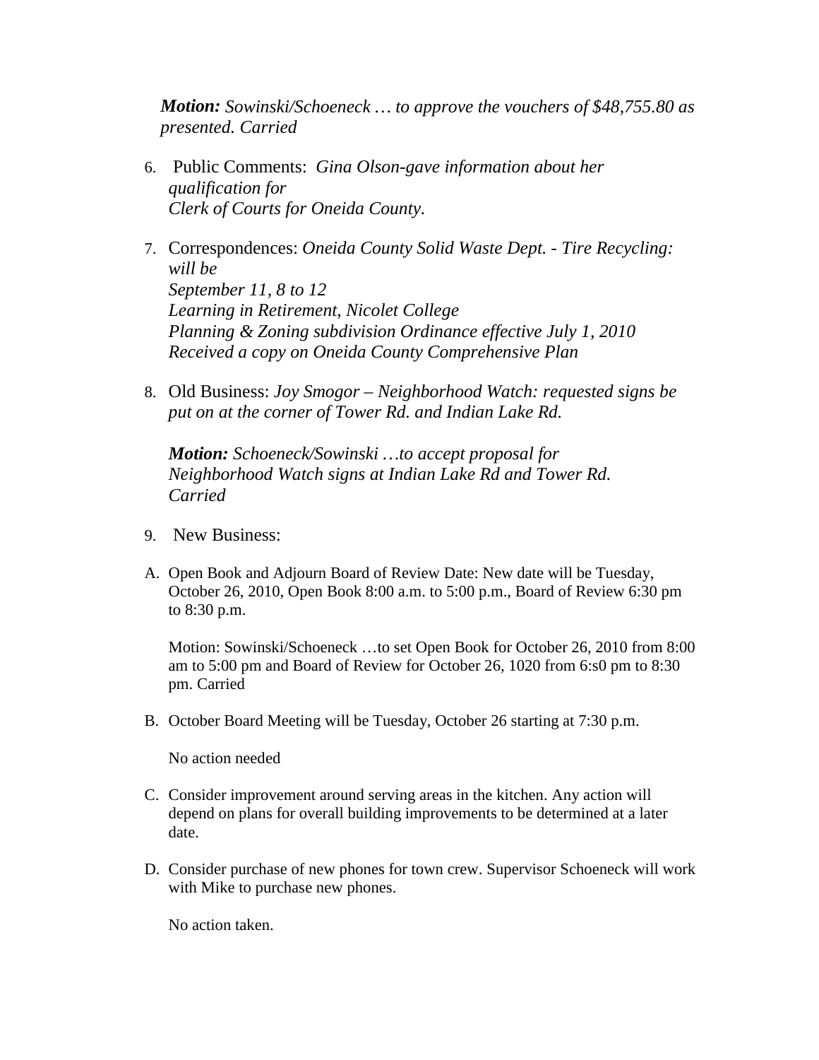*Motion: Sowinski/Schoeneck … to approve the vouchers of $48,755.80 as presented. Carried*

6. Public Comments: *Gina Olson-gave information about her qualification for Clerk of Courts for Oneida County.*

7. Correspondences: *Oneida County Solid Waste Dept. - Tire Recycling: will be September 11, 8 to 12*
   *Learning in Retirement, Nicolet College*
   *Planning & Zoning subdivision Ordinance effective July 1, 2010*
   *Received a copy on Oneida County Comprehensive Plan*

8. Old Business: *Joy Smogor – Neighborhood Watch: requested signs be put on at the corner of Tower Rd. and Indian Lake Rd.*

   ***Motion:** Schoeneck/Sowinski …to accept proposal for Neighborhood Watch signs at Indian Lake Rd and Tower Rd. Carried*

9. New Business:

A. Open Book and Adjourn Board of Review Date: New date will be Tuesday, October 26, 2010, Open Book 8:00 a.m. to 5:00 p.m., Board of Review 6:30 pm to 8:30 p.m.

   Motion: Sowinski/Schoeneck …to set Open Book for October 26, 2010 from 8:00 am to 5:00 pm and Board of Review for October 26, 1020 from 6:s0 pm to 8:30 pm. Carried

B. October Board Meeting will be Tuesday, October 26 starting at 7:30 p.m.

   No action needed

C. Consider improvement around serving areas in the kitchen. Any action will depend on plans for overall building improvements to be determined at a later date.

D. Consider purchase of new phones for town crew. Supervisor Schoeneck will work with Mike to purchase new phones.

   No action taken.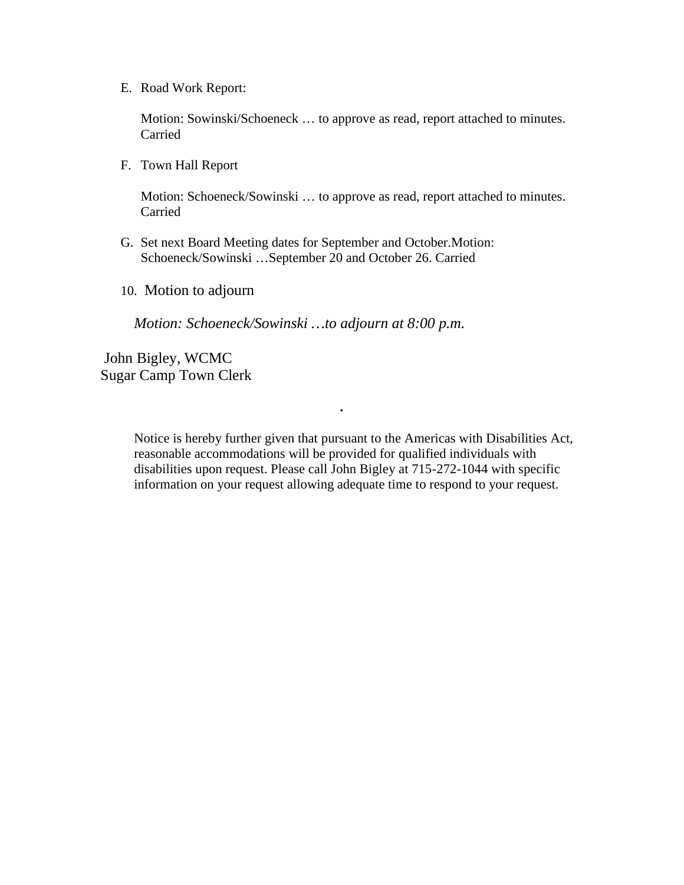E. Road Work Report:

   Motion: Sowinski/Schoeneck … to approve as read, report attached to minutes. Carried

F. Town Hall Report

   Motion: Schoeneck/Sowinski … to approve as read, report attached to minutes. Carried

G. Set next Board Meeting dates for September and October.Motion: Schoeneck/Sowinski …September 20 and October 26. Carried

10. Motion to adjourn

   *Motion: Schoeneck/Sowinski …to adjourn at 8:00 p.m.*

John Bigley, WCMC
Sugar Camp Town Clerk

.

Notice is hereby further given that pursuant to the Americas with Disabilities Act, reasonable accommodations will be provided for qualified individuals with disabilities upon request. Please call John Bigley at 715-272-1044 with specific information on your request allowing adequate time to respond to your request.